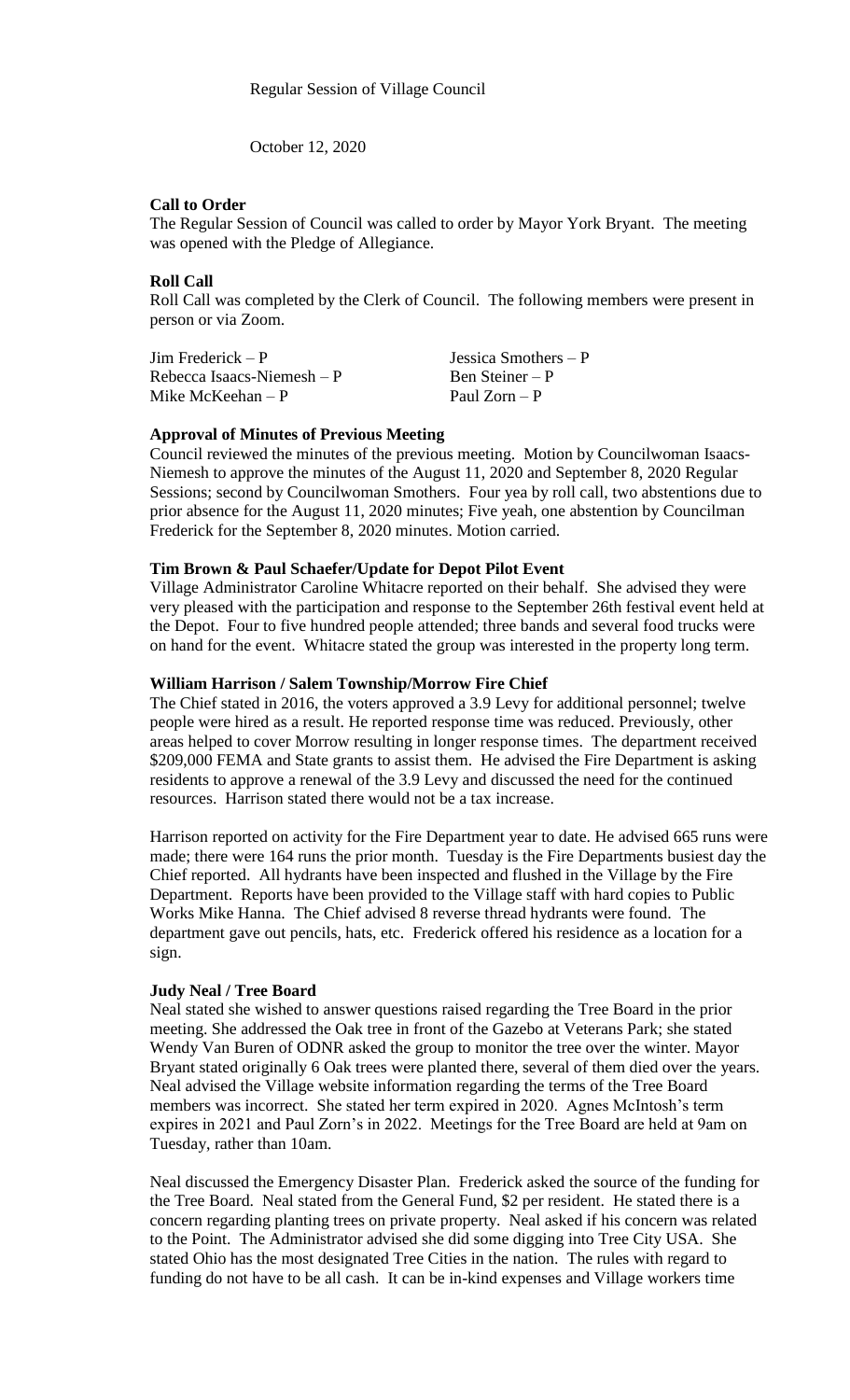Regular Session of Village Council

October 12, 2020

**Call to Order**

The Regular Session of Council was called to order by Mayor York Bryant. The meeting was opened with the Pledge of Allegiance.

**Roll Call**

Roll Call was completed by the Clerk of Council. The following members were present in person or via Zoom.

| | |
|---|---|
| Jim Frederick – P | Jessica Smothers – P |
| Rebecca Isaacs-Niemesh – P | Ben Steiner – P |
| Mike McKeehan – P | Paul Zorn – P |

**Approval of Minutes of Previous Meeting**

Council reviewed the minutes of the previous meeting. Motion by Councilwoman Isaacs-Niemesh to approve the minutes of the August 11, 2020 and September 8, 2020 Regular Sessions; second by Councilwoman Smothers. Four yea by roll call, two abstentions due to prior absence for the August 11, 2020 minutes; Five yeah, one abstention by Councilman Frederick for the September 8, 2020 minutes. Motion carried.

**Tim Brown & Paul Schaefer/Update for Depot Pilot Event**

Village Administrator Caroline Whitacre reported on their behalf. She advised they were very pleased with the participation and response to the September 26th festival event held at the Depot. Four to five hundred people attended; three bands and several food trucks were on hand for the event. Whitacre stated the group was interested in the property long term.

**William Harrison / Salem Township/Morrow Fire Chief**

The Chief stated in 2016, the voters approved a 3.9 Levy for additional personnel; twelve people were hired as a result. He reported response time was reduced. Previously, other areas helped to cover Morrow resulting in longer response times. The department received $209,000 FEMA and State grants to assist them. He advised the Fire Department is asking residents to approve a renewal of the 3.9 Levy and discussed the need for the continued resources. Harrison stated there would not be a tax increase.

Harrison reported on activity for the Fire Department year to date. He advised 665 runs were made; there were 164 runs the prior month. Tuesday is the Fire Departments busiest day the Chief reported. All hydrants have been inspected and flushed in the Village by the Fire Department. Reports have been provided to the Village staff with hard copies to Public Works Mike Hanna. The Chief advised 8 reverse thread hydrants were found. The department gave out pencils, hats, etc. Frederick offered his residence as a location for a sign.

**Judy Neal / Tree Board**

Neal stated she wished to answer questions raised regarding the Tree Board in the prior meeting. She addressed the Oak tree in front of the Gazebo at Veterans Park; she stated Wendy Van Buren of ODNR asked the group to monitor the tree over the winter. Mayor Bryant stated originally 6 Oak trees were planted there, several of them died over the years. Neal advised the Village website information regarding the terms of the Tree Board members was incorrect. She stated her term expired in 2020. Agnes McIntosh's term expires in 2021 and Paul Zorn's in 2022. Meetings for the Tree Board are held at 9am on Tuesday, rather than 10am.

Neal discussed the Emergency Disaster Plan. Frederick asked the source of the funding for the Tree Board. Neal stated from the General Fund, $2 per resident. He stated there is a concern regarding planting trees on private property. Neal asked if his concern was related to the Point. The Administrator advised she did some digging into Tree City USA. She stated Ohio has the most designated Tree Cities in the nation. The rules with regard to funding do not have to be all cash. It can be in-kind expenses and Village workers time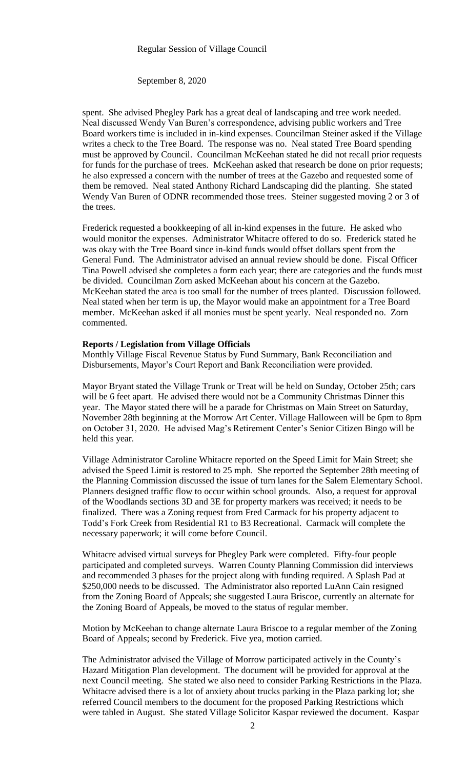spent. She advised Phegley Park has a great deal of landscaping and tree work needed. Neal discussed Wendy Van Buren's correspondence, advising public workers and Tree Board workers time is included in in-kind expenses. Councilman Steiner asked if the Village writes a check to the Tree Board. The response was no. Neal stated Tree Board spending must be approved by Council. Councilman McKeehan stated he did not recall prior requests for funds for the purchase of trees. McKeehan asked that research be done on prior requests; he also expressed a concern with the number of trees at the Gazebo and requested some of them be removed. Neal stated Anthony Richard Landscaping did the planting. She stated Wendy Van Buren of ODNR recommended those trees. Steiner suggested moving 2 or 3 of the trees.

Frederick requested a bookkeeping of all in-kind expenses in the future. He asked who would monitor the expenses. Administrator Whitacre offered to do so. Frederick stated he was okay with the Tree Board since in-kind funds would offset dollars spent from the General Fund. The Administrator advised an annual review should be done. Fiscal Officer Tina Powell advised she completes a form each year; there are categories and the funds must be divided. Councilman Zorn asked McKeehan about his concern at the Gazebo. McKeehan stated the area is too small for the number of trees planted. Discussion followed. Neal stated when her term is up, the Mayor would make an appointment for a Tree Board member. McKeehan asked if all monies must be spent yearly. Neal responded no. Zorn commented.

**Reports / Legislation from Village Officials**

Monthly Village Fiscal Revenue Status by Fund Summary, Bank Reconciliation and Disbursements, Mayor's Court Report and Bank Reconciliation were provided.

Mayor Bryant stated the Village Trunk or Treat will be held on Sunday, October 25th; cars will be 6 feet apart. He advised there would not be a Community Christmas Dinner this year. The Mayor stated there will be a parade for Christmas on Main Street on Saturday, November 28th beginning at the Morrow Art Center. Village Halloween will be 6pm to 8pm on October 31, 2020. He advised Mag's Retirement Center's Senior Citizen Bingo will be held this year.

Village Administrator Caroline Whitacre reported on the Speed Limit for Main Street; she advised the Speed Limit is restored to 25 mph. She reported the September 28th meeting of the Planning Commission discussed the issue of turn lanes for the Salem Elementary School. Planners designed traffic flow to occur within school grounds. Also, a request for approval of the Woodlands sections 3D and 3E for property markers was received; it needs to be finalized. There was a Zoning request from Fred Carmack for his property adjacent to Todd's Fork Creek from Residential R1 to B3 Recreational. Carmack will complete the necessary paperwork; it will come before Council.

Whitacre advised virtual surveys for Phegley Park were completed. Fifty-four people participated and completed surveys. Warren County Planning Commission did interviews and recommended 3 phases for the project along with funding required. A Splash Pad at $250,000 needs to be discussed. The Administrator also reported LuAnn Cain resigned from the Zoning Board of Appeals; she suggested Laura Briscoe, currently an alternate for the Zoning Board of Appeals, be moved to the status of regular member.

Motion by McKeehan to change alternate Laura Briscoe to a regular member of the Zoning Board of Appeals; second by Frederick. Five yea, motion carried.

The Administrator advised the Village of Morrow participated actively in the County's Hazard Mitigation Plan development. The document will be provided for approval at the next Council meeting. She stated we also need to consider Parking Restrictions in the Plaza. Whitacre advised there is a lot of anxiety about trucks parking in the Plaza parking lot; she referred Council members to the document for the proposed Parking Restrictions which were tabled in August. She stated Village Solicitor Kaspar reviewed the document. Kaspar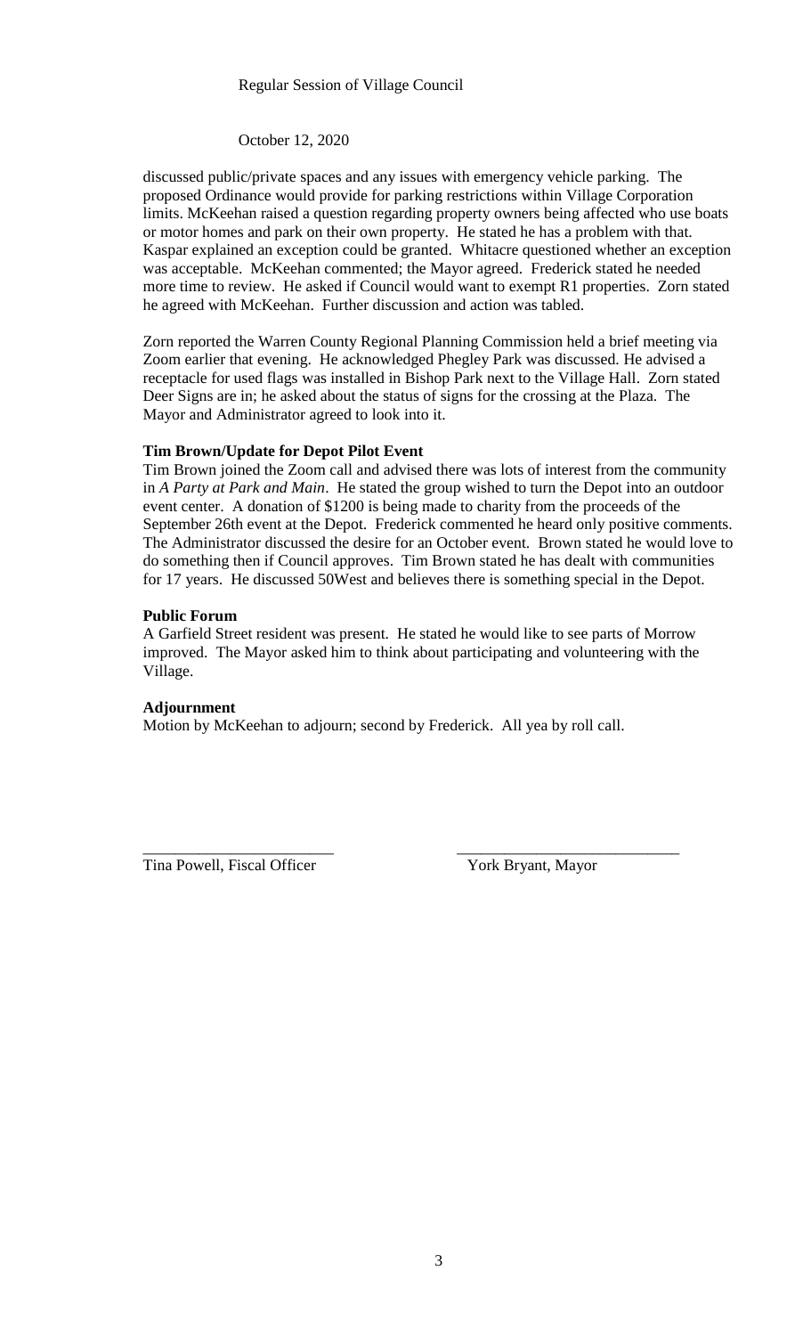Regular Session of Village Council

October 12, 2020

discussed public/private spaces and any issues with emergency vehicle parking. The proposed Ordinance would provide for parking restrictions within Village Corporation limits. McKeehan raised a question regarding property owners being affected who use boats or motor homes and park on their own property. He stated he has a problem with that. Kaspar explained an exception could be granted. Whitacre questioned whether an exception was acceptable. McKeehan commented; the Mayor agreed. Frederick stated he needed more time to review. He asked if Council would want to exempt R1 properties. Zorn stated he agreed with McKeehan. Further discussion and action was tabled.

Zorn reported the Warren County Regional Planning Commission held a brief meeting via Zoom earlier that evening. He acknowledged Phegley Park was discussed. He advised a receptacle for used flags was installed in Bishop Park next to the Village Hall. Zorn stated Deer Signs are in; he asked about the status of signs for the crossing at the Plaza. The Mayor and Administrator agreed to look into it.

**Tim Brown/Update for Depot Pilot Event**

Tim Brown joined the Zoom call and advised there was lots of interest from the community in *A Party at Park and Main*. He stated the group wished to turn the Depot into an outdoor event center. A donation of $1200 is being made to charity from the proceeds of the September 26th event at the Depot. Frederick commented he heard only positive comments. The Administrator discussed the desire for an October event. Brown stated he would love to do something then if Council approves. Tim Brown stated he has dealt with communities for 17 years. He discussed 50West and believes there is something special in the Depot.

**Public Forum**

A Garfield Street resident was present. He stated he would like to see parts of Morrow improved. The Mayor asked him to think about participating and volunteering with the Village.

**Adjournment**

Motion by McKeehan to adjourn; second by Frederick. All yea by roll call.

________________________ ____________________________

Tina Powell, Fiscal Officer York Bryant, Mayor